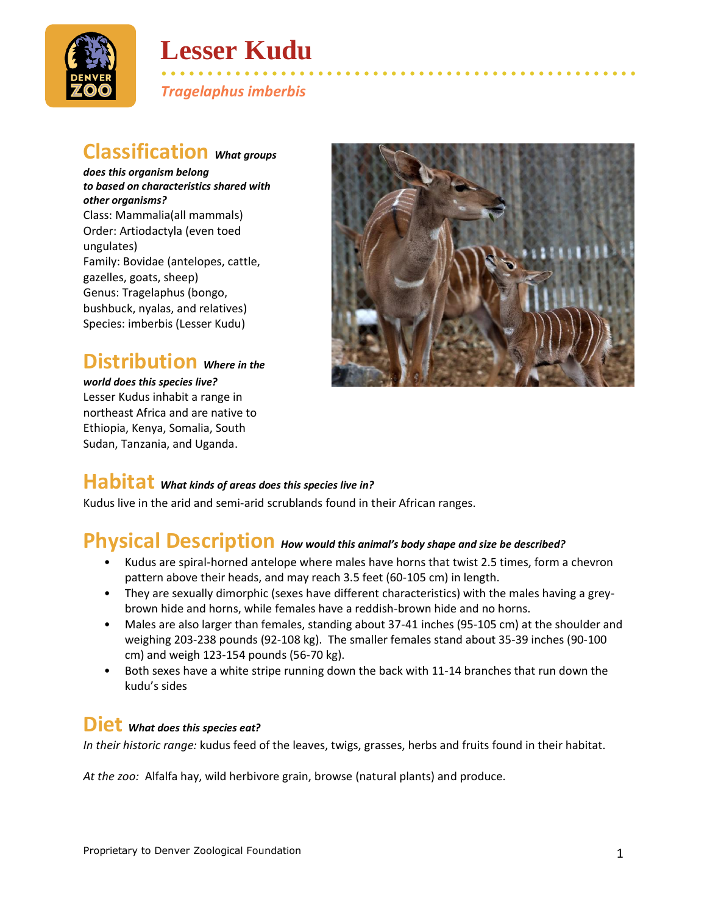# Lesser Kudu

*Tragelaphus imberbis*

## Classification *What groups does this organism belong to based on characteristics shared with other organisms?*

Class: Mammalia(all mammals)
Order: Artiodactyla (even toed ungulates)
Family: Bovidae (antelopes, cattle, gazelles, goats, sheep)
Genus: Tragelaphus (bongo, bushbuck, nyalas, and relatives)
Species: imberbis (Lesser Kudu)

## Distribution *Where in the world does this species live?*

Lesser Kudus inhabit a range in northeast Africa and are native to Ethiopia, Kenya, Somalia, South Sudan, Tanzania, and Uganda.

## Habitat *What kinds of areas does this species live in?*

Kudus live in the arid and semi-arid scrublands found in their African ranges.

## Physical Description *How would this animal's body shape and size be described?*

- Kudus are spiral-horned antelope where males have horns that twist 2.5 times, form a chevron pattern above their heads, and may reach 3.5 feet (60-105 cm) in length.
- They are sexually dimorphic (sexes have different characteristics) with the males having a grey-brown hide and horns, while females have a reddish-brown hide and no horns.
- Males are also larger than females, standing about 37-41 inches (95-105 cm) at the shoulder and weighing 203-238 pounds (92-108 kg). The smaller females stand about 35-39 inches (90-100 cm) and weigh 123-154 pounds (56-70 kg).
- Both sexes have a white stripe running down the back with 11-14 branches that run down the kudu's sides

## Diet *What does this species eat?*

*In their historic range:* kudus feed of the leaves, twigs, grasses, herbs and fruits found in their habitat.

*At the zoo:* Alfalfa hay, wild herbivore grain, browse (natural plants) and produce.

Proprietary to Denver Zoological Foundation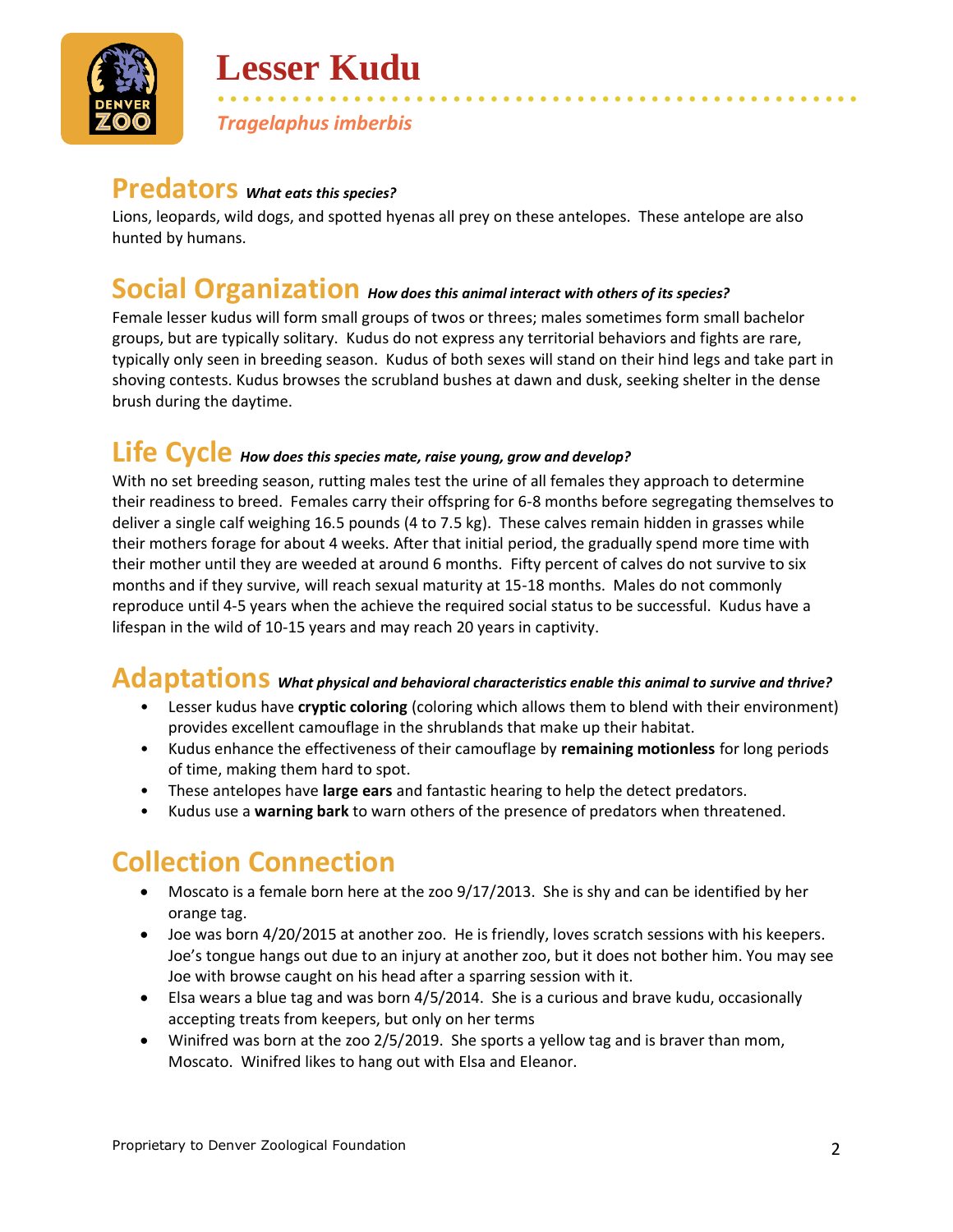# Lesser Kudu

*Tragelaphus imberbis*

## Predators *What eats this species?*

Lions, leopards, wild dogs, and spotted hyenas all prey on these antelopes. These antelope are also hunted by humans.

## Social Organization *How does this animal interact with others of its species?*

Female lesser kudus will form small groups of twos or threes; males sometimes form small bachelor groups, but are typically solitary. Kudus do not express any territorial behaviors and fights are rare, typically only seen in breeding season. Kudus of both sexes will stand on their hind legs and take part in shoving contests. Kudus browses the scrubland bushes at dawn and dusk, seeking shelter in the dense brush during the daytime.

## Life Cycle *How does this species mate, raise young, grow and develop?*

With no set breeding season, rutting males test the urine of all females they approach to determine their readiness to breed. Females carry their offspring for 6-8 months before segregating themselves to deliver a single calf weighing 16.5 pounds (4 to 7.5 kg). These calves remain hidden in grasses while their mothers forage for about 4 weeks. After that initial period, the gradually spend more time with their mother until they are weeded at around 6 months. Fifty percent of calves do not survive to six months and if they survive, will reach sexual maturity at 15-18 months. Males do not commonly reproduce until 4-5 years when the achieve the required social status to be successful. Kudus have a lifespan in the wild of 10-15 years and may reach 20 years in captivity.

## Adaptations *What physical and behavioral characteristics enable this animal to survive and thrive?*

- Lesser kudus have **cryptic coloring** (coloring which allows them to blend with their environment) provides excellent camouflage in the shrublands that make up their habitat.
- Kudus enhance the effectiveness of their camouflage by **remaining motionless** for long periods of time, making them hard to spot.
- These antelopes have **large ears** and fantastic hearing to help the detect predators.
- Kudus use a **warning bark** to warn others of the presence of predators when threatened.

## Collection Connection

- Moscato is a female born here at the zoo 9/17/2013. She is shy and can be identified by her orange tag.
- Joe was born 4/20/2015 at another zoo. He is friendly, loves scratch sessions with his keepers. Joe's tongue hangs out due to an injury at another zoo, but it does not bother him. You may see Joe with browse caught on his head after a sparring session with it.
- Elsa wears a blue tag and was born 4/5/2014. She is a curious and brave kudu, occasionally accepting treats from keepers, but only on her terms
- Winifred was born at the zoo 2/5/2019. She sports a yellow tag and is braver than mom, Moscato. Winifred likes to hang out with Elsa and Eleanor.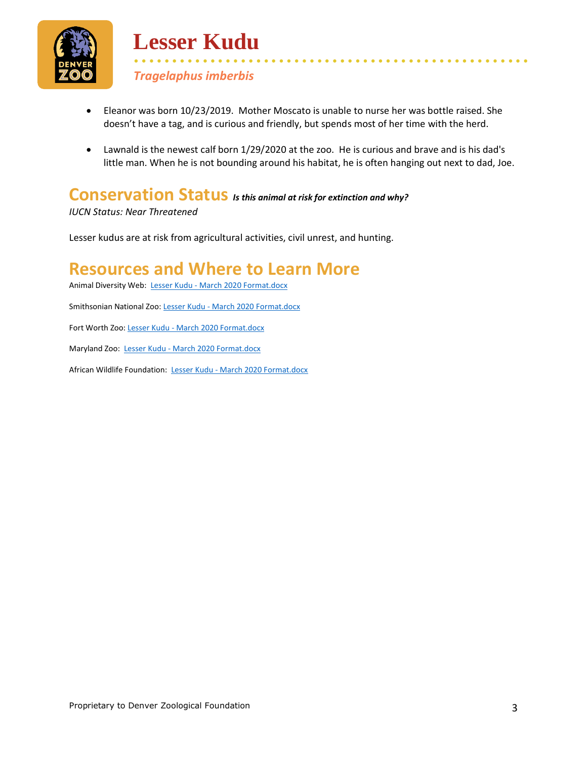# Lesser Kudu

*Tragelaphus imberbis*

- Eleanor was born 10/23/2019. Mother Moscato is unable to nurse her was bottle raised. She doesn't have a tag, and is curious and friendly, but spends most of her time with the herd.
- Lawnald is the newest calf born 1/29/2020 at the zoo. He is curious and brave and is his dad's little man. When he is not bounding around his habitat, he is often hanging out next to dad, Joe.

## Conservation Status *Is this animal at risk for extinction and why?*

*IUCN Status: Near Threatened*

Lesser kudus are at risk from agricultural activities, civil unrest, and hunting.

## Resources and Where to Learn More

Animal Diversity Web: Lesser Kudu - March 2020 Format.docx

Smithsonian National Zoo: Lesser Kudu - March 2020 Format.docx

Fort Worth Zoo: Lesser Kudu - March 2020 Format.docx

Maryland Zoo: Lesser Kudu - March 2020 Format.docx

African Wildlife Foundation: Lesser Kudu - March 2020 Format.docx

Proprietary to Denver Zoological Foundation